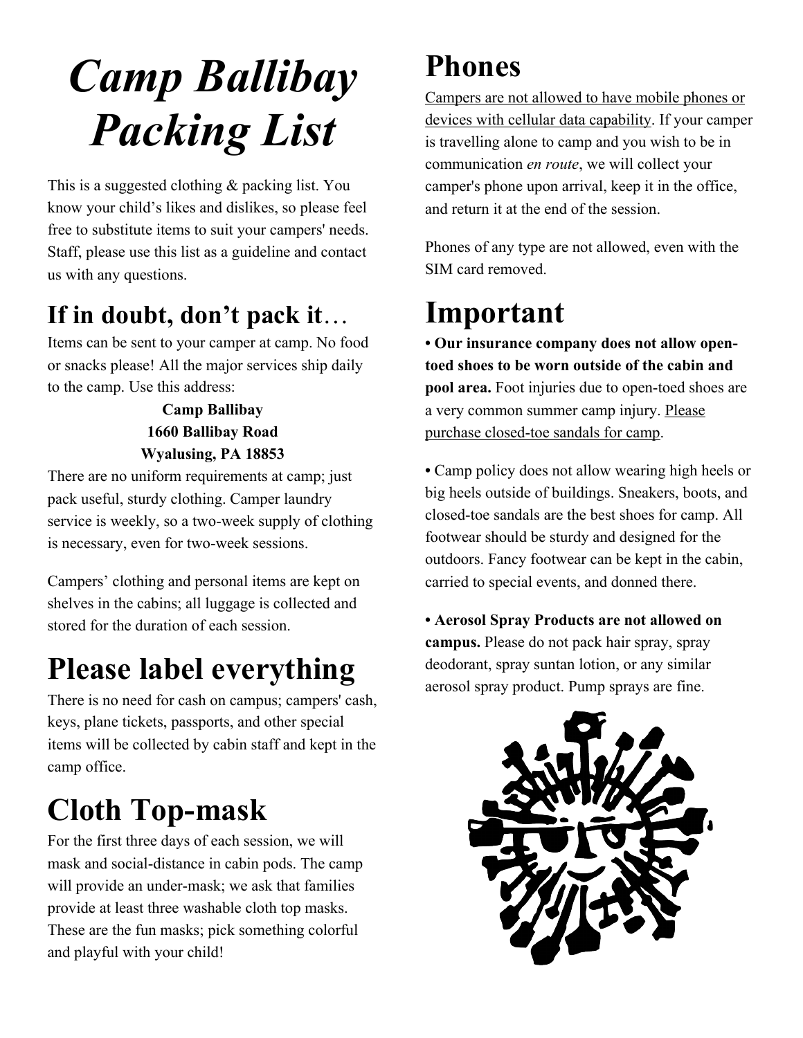# *Camp Ballibay Packing List*

This is a suggested clothing & packing list. You know your child's likes and dislikes, so please feel free to substitute items to suit your campers' needs. Staff, please use this list as a guideline and contact us with any questions.

## If in doubt, don't pack it…

Items can be sent to your camper at camp. No food or snacks please! All the major services ship daily to the camp. Use this address:

**Camp Ballibay**
**1660 Ballibay Road**
**Wyalusing, PA 18853**

There are no uniform requirements at camp; just pack useful, sturdy clothing. Camper laundry service is weekly, so a two-week supply of clothing is necessary, even for two-week sessions.

Campers' clothing and personal items are kept on shelves in the cabins; all luggage is collected and stored for the duration of each session.

# Please label everything

There is no need for cash on campus; campers' cash, keys, plane tickets, passports, and other special items will be collected by cabin staff and kept in the camp office.

# Cloth Top-mask

For the first three days of each session, we will mask and social-distance in cabin pods. The camp will provide an under-mask; we ask that families provide at least three washable cloth top masks. These are the fun masks; pick something colorful and playful with your child!

# Phones

Campers are not allowed to have mobile phones or devices with cellular data capability. If your camper is travelling alone to camp and you wish to be in communication *en route*, we will collect your camper's phone upon arrival, keep it in the office, and return it at the end of the session.

Phones of any type are not allowed, even with the SIM card removed.

# Important

- **Our insurance company does not allow open-toed shoes to be worn outside of the cabin and pool area.** Foot injuries due to open-toed shoes are a very common summer camp injury. Please purchase closed-toe sandals for camp.

- Camp policy does not allow wearing high heels or big heels outside of buildings. Sneakers, boots, and closed-toe sandals are the best shoes for camp. All footwear should be sturdy and designed for the outdoors. Fancy footwear can be kept in the cabin, carried to special events, and donned there.

- **Aerosol Spray Products are not allowed on campus.** Please do not pack hair spray, spray deodorant, spray suntan lotion, or any similar aerosol spray product. Pump sprays are fine.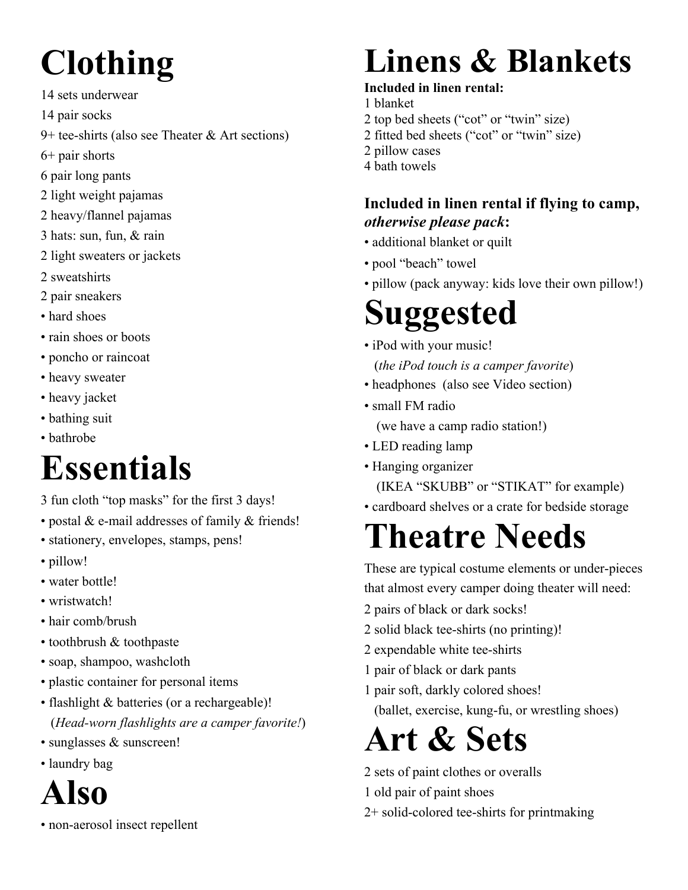# Clothing

14 sets underwear

14 pair socks

9+ tee-shirts (also see Theater & Art sections)

6+ pair shorts

6 pair long pants

2 light weight pajamas

2 heavy/flannel pajamas

3 hats: sun, fun, & rain

2 light sweaters or jackets

2 sweatshirts

2 pair sneakers

- hard shoes
- rain shoes or boots
- poncho or raincoat
- heavy sweater
- heavy jacket
- bathing suit
- bathrobe

# Essentials

3 fun cloth "top masks" for the first 3 days!

- postal & e-mail addresses of family & friends!
- stationery, envelopes, stamps, pens!
- pillow!
- water bottle!
- wristwatch!
- hair comb/brush
- toothbrush & toothpaste
- soap, shampoo, washcloth
- plastic container for personal items
- flashlight & batteries (or a rechargeable)!
  (*Head-worn flashlights are a camper favorite!*)
- sunglasses & sunscreen!
- laundry bag

# Also

- non-aerosol insect repellent

# Linens & Blankets

**Included in linen rental:**

1 blanket

2 top bed sheets ("cot" or "twin" size)

2 fitted bed sheets ("cot" or "twin" size)

2 pillow cases

4 bath towels

**Included in linen rental if flying to camp, *otherwise please pack*:**

- additional blanket or quilt
- pool "beach" towel
- pillow (pack anyway: kids love their own pillow!)

# Suggested

- iPod with your music!
  (*the iPod touch is a camper favorite*)
- headphones (also see Video section)
- small FM radio
  (we have a camp radio station!)
- LED reading lamp
- Hanging organizer
  (IKEA "SKUBB" or "STIKAT" for example)
- cardboard shelves or a crate for bedside storage

# Theatre Needs

These are typical costume elements or under-pieces that almost every camper doing theater will need:

2 pairs of black or dark socks!

2 solid black tee-shirts (no printing)!

2 expendable white tee-shirts

1 pair of black or dark pants

1 pair soft, darkly colored shoes!
(ballet, exercise, kung-fu, or wrestling shoes)

# Art & Sets

2 sets of paint clothes or overalls

1 old pair of paint shoes

2+ solid-colored tee-shirts for printmaking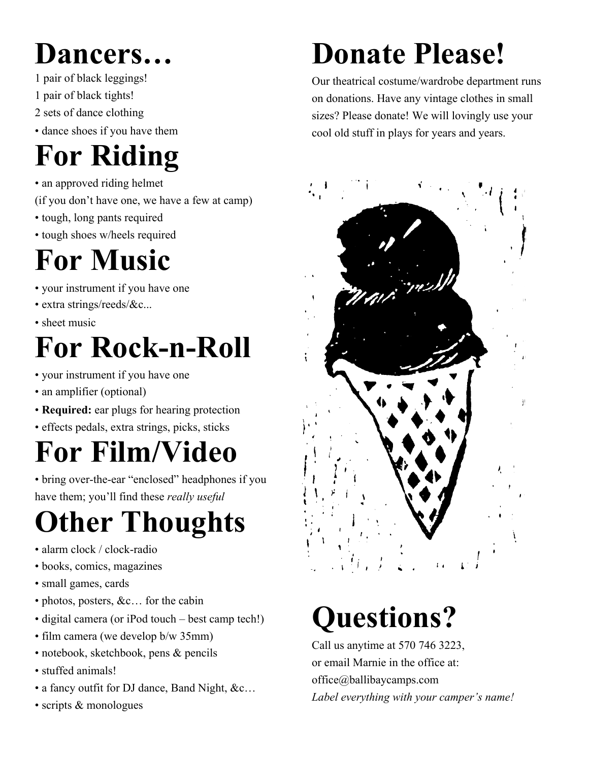# Dancers…

1 pair of black leggings!

1 pair of black tights!

2 sets of dance clothing

• dance shoes if you have them

# For Riding

• an approved riding helmet

(if you don't have one, we have a few at camp)

• tough, long pants required

• tough shoes w/heels required

# For Music

• your instrument if you have one

• extra strings/reeds/&c...

• sheet music

# For Rock-n-Roll

• your instrument if you have one

• an amplifier (optional)

• **Required:** ear plugs for hearing protection

• effects pedals, extra strings, picks, sticks

# For Film/Video

• bring over-the-ear "enclosed" headphones if you have them; you'll find these *really useful*

# Other Thoughts

• alarm clock / clock-radio

• books, comics, magazines

• small games, cards

• photos, posters, &c… for the cabin

• digital camera (or iPod touch – best camp tech!)

• film camera (we develop b/w 35mm)

• notebook, sketchbook, pens & pencils

• stuffed animals!

• a fancy outfit for DJ dance, Band Night, &c…

• scripts & monologues

# Donate Please!

Our theatrical costume/wardrobe department runs on donations. Have any vintage clothes in small sizes? Please donate! We will lovingly use your cool old stuff in plays for years and years.

# Questions?

Call us anytime at 570 746 3223,

or email Marnie in the office at:

office@ballibaycamps.com

*Label everything with your camper's name!*